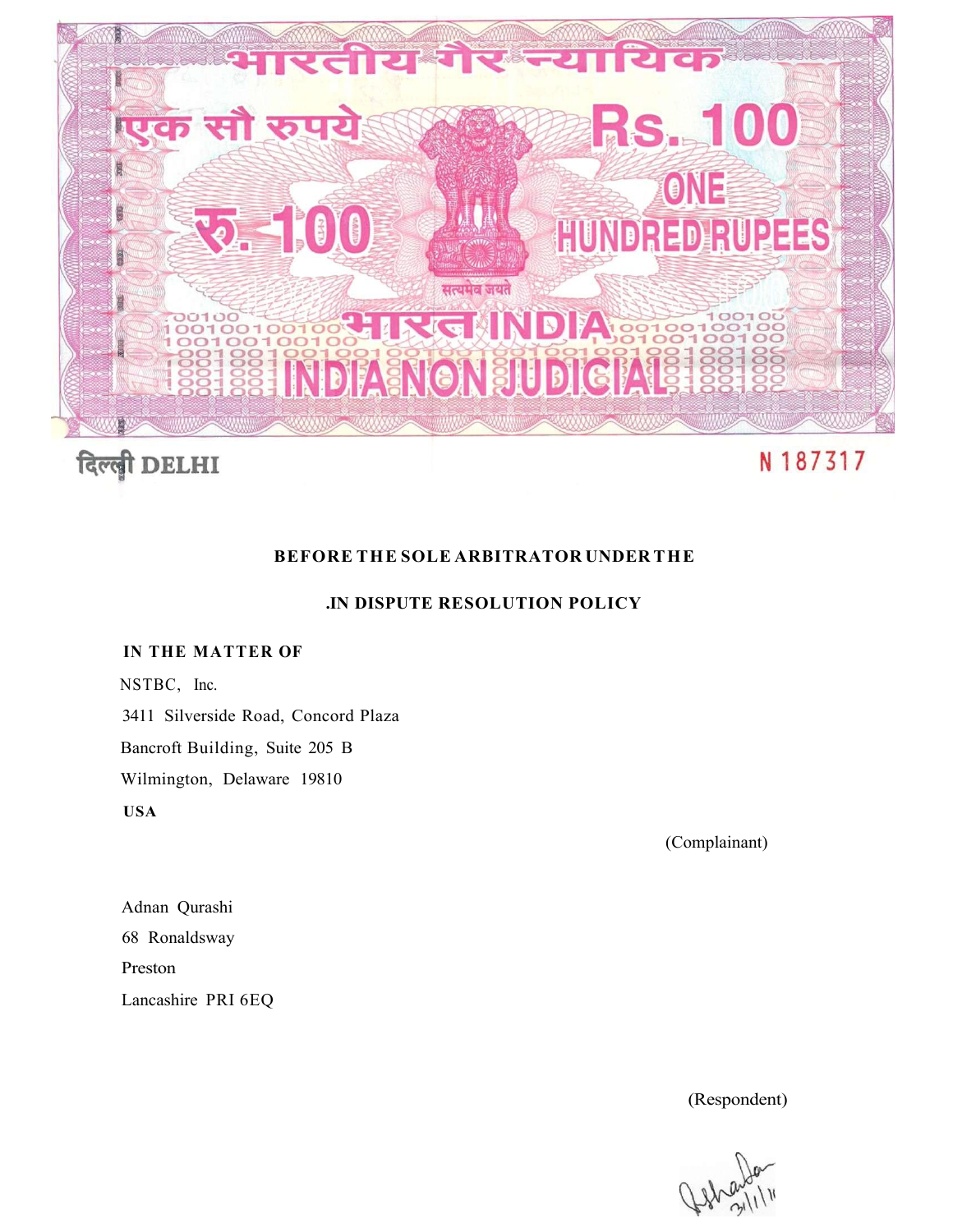भारतीय गैर न्यायिक

एक सौ रुपये Rs. 100

रु. 100 ONE HUNDRED RUPEES

सत्यमेव जयते

भारत INDIA

INDIA NON JUDICIAL

दिल्ली DELHI N 187317

**BEFORE THE SOLE ARBITRATOR UNDER THE**

**.IN DISPUTE RESOLUTION POLICY**

**IN THE MATTER OF**

NSTBC, Inc.
3411 Silverside Road, Concord Plaza
Bancroft Building, Suite 205 B
Wilmington, Delaware 19810
**USA**

(Complainant)

Adnan Qurashi
68 Ronaldsway
Preston
Lancashire PRI 6EQ

(Respondent)

31/1/11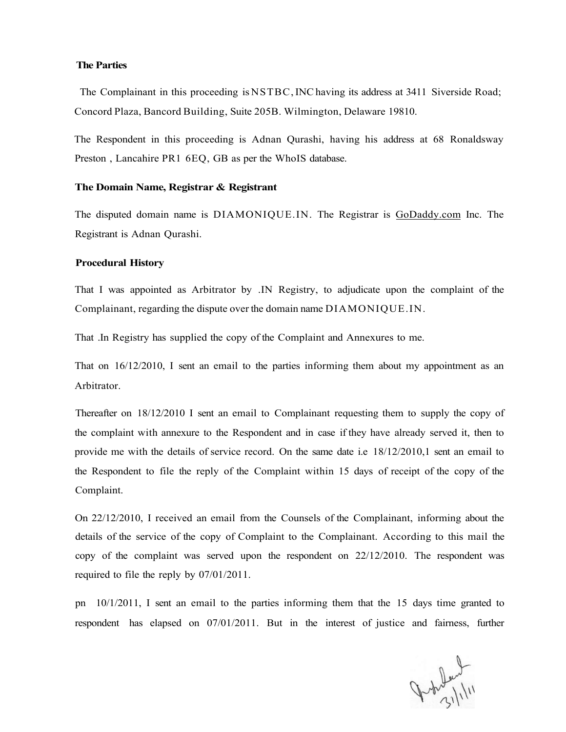**The Parties**

The Complainant in this proceeding is NSTBC, INC having its address at 3411 Siverside Road; Concord Plaza, Bancord Building, Suite 205B. Wilmington, Delaware 19810.

The Respondent in this proceeding is Adnan Qurashi, having his address at 68 Ronaldsway Preston , Lancahire PR1 6EQ, GB as per the WhoIS database.

**The Domain Name, Registrar & Registrant**

The disputed domain name is DIAMONIQUE.IN. The Registrar is GoDaddy.com Inc. The Registrant is Adnan Qurashi.

**Procedural History**

That I was appointed as Arbitrator by .IN Registry, to adjudicate upon the complaint of the Complainant, regarding the dispute over the domain name DIAMONIQUE.IN.

That .In Registry has supplied the copy of the Complaint and Annexures to me.

That on 16/12/2010, I sent an email to the parties informing them about my appointment as an Arbitrator.

Thereafter on 18/12/2010 I sent an email to Complainant requesting them to supply the copy of the complaint with annexure to the Respondent and in case if they have already served it, then to provide me with the details of service record. On the same date i.e 18/12/2010,1 sent an email to the Respondent to file the reply of the Complaint within 15 days of receipt of the copy of the Complaint.

On 22/12/2010, I received an email from the Counsels of the Complainant, informing about the details of the service of the copy of Complaint to the Complainant. According to this mail the copy of the complaint was served upon the respondent on 22/12/2010. The respondent was required to file the reply by 07/01/2011.

pn 10/1/2011, I sent an email to the parties informing them that the 15 days time granted to respondent has elapsed on 07/01/2011. But in the interest of justice and fairness, further

31/1/11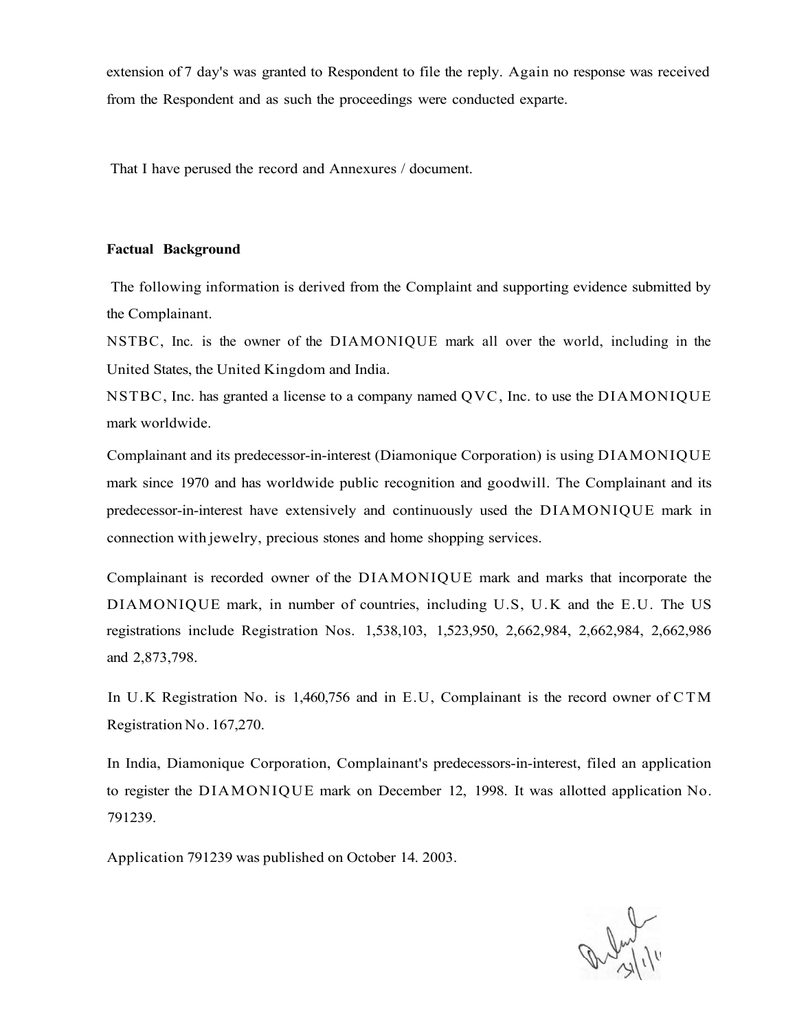extension of 7 day's was granted to Respondent to file the reply. Again no response was received from the Respondent and as such the proceedings were conducted exparte.

That I have perused the record and Annexures / document.

**Factual Background**

The following information is derived from the Complaint and supporting evidence submitted by the Complainant.

NSTBC, Inc. is the owner of the DIAMONIQUE mark all over the world, including in the United States, the United Kingdom and India.

NSTBC, Inc. has granted a license to a company named QVC, Inc. to use the DIAMONIQUE mark worldwide.

Complainant and its predecessor-in-interest (Diamonique Corporation) is using DIAMONIQUE mark since 1970 and has worldwide public recognition and goodwill. The Complainant and its predecessor-in-interest have extensively and continuously used the DIAMONIQUE mark in connection with jewelry, precious stones and home shopping services.

Complainant is recorded owner of the DIAMONIQUE mark and marks that incorporate the DIAMONIQUE mark, in number of countries, including U.S, U.K and the E.U. The US registrations include Registration Nos. 1,538,103, 1,523,950, 2,662,984, 2,662,984, 2,662,986 and 2,873,798.

In U.K Registration No. is 1,460,756 and in E.U, Complainant is the record owner of CTM Registration No. 167,270.

In India, Diamonique Corporation, Complainant's predecessors-in-interest, filed an application to register the DIAMONIQUE mark on December 12, 1998. It was allotted application No. 791239.

Application 791239 was published on October 14. 2003.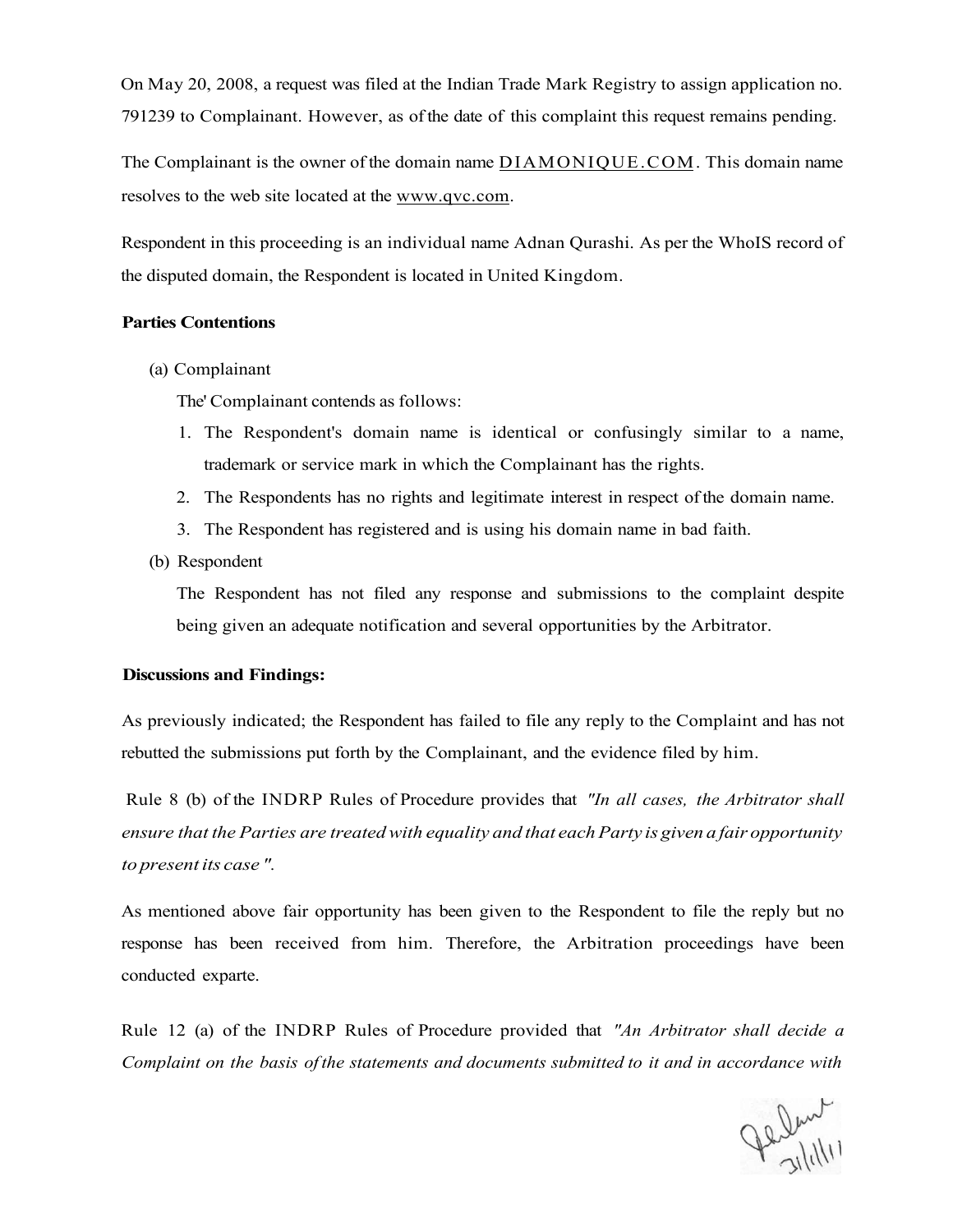On May 20, 2008, a request was filed at the Indian Trade Mark Registry to assign application no. 791239 to Complainant. However, as of the date of this complaint this request remains pending.

The Complainant is the owner of the domain name DIAMONIQUE.COM. This domain name resolves to the web site located at the www.qvc.com.

Respondent in this proceeding is an individual name Adnan Qurashi. As per the WhoIS record of the disputed domain, the Respondent is located in United Kingdom.

**Parties Contentions**

(a) Complainant

The' Complainant contends as follows:

1. The Respondent's domain name is identical or confusingly similar to a name, trademark or service mark in which the Complainant has the rights.
2. The Respondents has no rights and legitimate interest in respect of the domain name.
3. The Respondent has registered and is using his domain name in bad faith.

(b) Respondent

The Respondent has not filed any response and submissions to the complaint despite being given an adequate notification and several opportunities by the Arbitrator.

**Discussions and Findings:**

As previously indicated; the Respondent has failed to file any reply to the Complaint and has not rebutted the submissions put forth by the Complainant, and the evidence filed by him.

Rule 8 (b) of the INDRP Rules of Procedure provides that *"In all cases, the Arbitrator shall ensure that the Parties are treated with equality and that each Party is given a fair opportunity to present its case "*.

As mentioned above fair opportunity has been given to the Respondent to file the reply but no response has been received from him. Therefore, the Arbitration proceedings have been conducted exparte.

Rule 12 (a) of the INDRP Rules of Procedure provided that *"An Arbitrator shall decide a Complaint on the basis of the statements and documents submitted to it and in accordance with*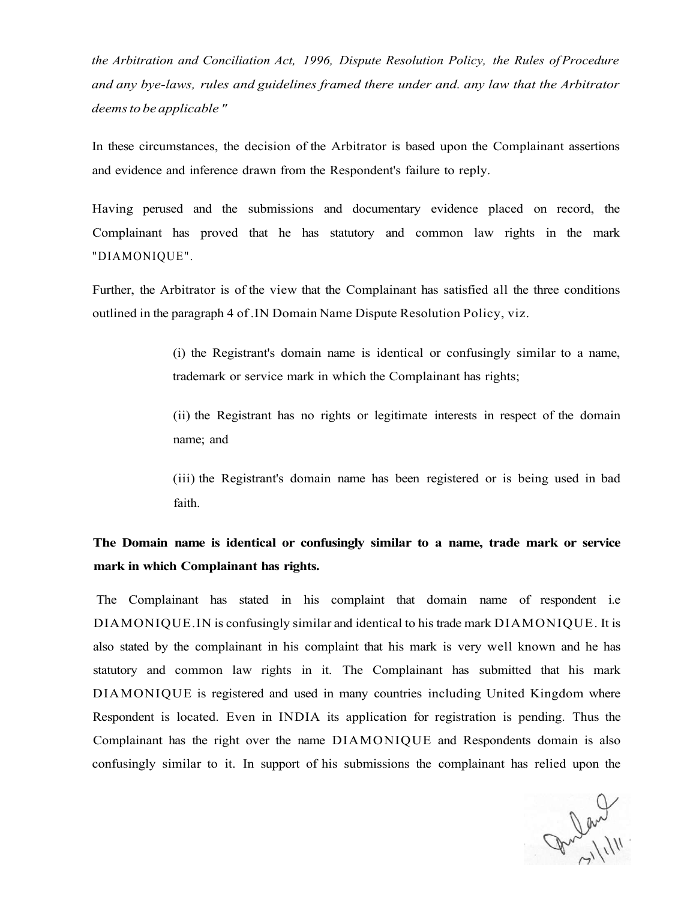*the Arbitration and Conciliation Act, 1996, Dispute Resolution Policy, the Rules of Procedure and any bye-laws, rules and guidelines framed there under and. any law that the Arbitrator deems to be applicable "*

In these circumstances, the decision of the Arbitrator is based upon the Complainant assertions and evidence and inference drawn from the Respondent's failure to reply.

Having perused and the submissions and documentary evidence placed on record, the Complainant has proved that he has statutory and common law rights in the mark "DIAMONIQUE".

Further, the Arbitrator is of the view that the Complainant has satisfied all the three conditions outlined in the paragraph 4 of .IN Domain Name Dispute Resolution Policy, viz.

> (i) the Registrant's domain name is identical or confusingly similar to a name, trademark or service mark in which the Complainant has rights;
>
> (ii) the Registrant has no rights or legitimate interests in respect of the domain name; and
>
> (iii) the Registrant's domain name has been registered or is being used in bad faith.

**The Domain name is identical or confusingly similar to a name, trade mark or service mark in which Complainant has rights.**

The Complainant has stated in his complaint that domain name of respondent i.e DIAMONIQUE.IN is confusingly similar and identical to his trade mark DIAMONIQUE. It is also stated by the complainant in his complaint that his mark is very well known and he has statutory and common law rights in it. The Complainant has submitted that his mark DIAMONIQUE is registered and used in many countries including United Kingdom where Respondent is located. Even in INDIA its application for registration is pending. Thus the Complainant has the right over the name DIAMONIQUE and Respondents domain is also confusingly similar to it. In support of his submissions the complainant has relied upon the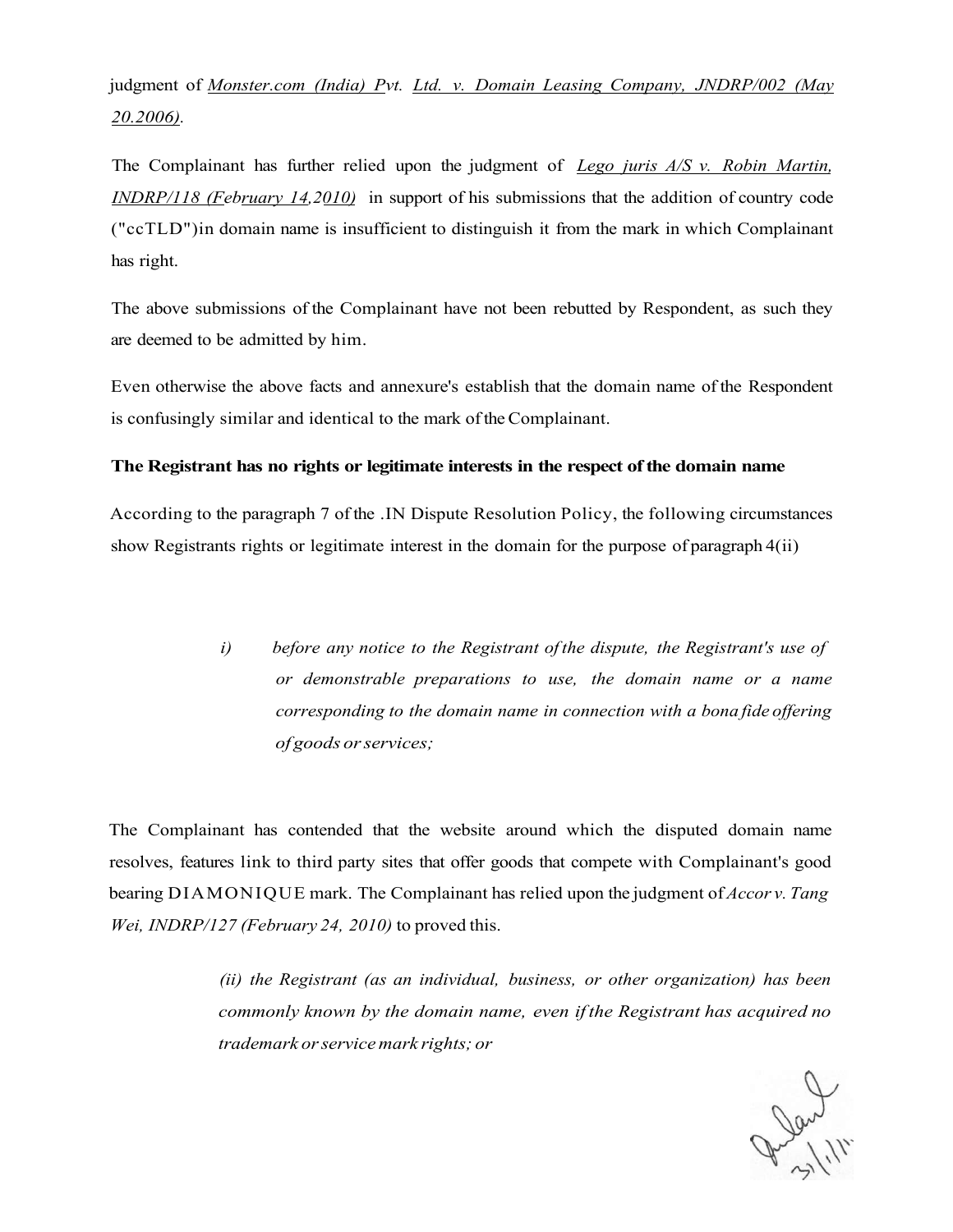judgment of <u>*Monster.com (India) Pvt. Ltd. v. Domain Leasing Company, JNDRP/002 (May 20.2006)*</u>.

The Complainant has further relied upon the judgment of <u>*Lego juris A/S v. Robin Martin, INDRP/118 (February 14,2010)*</u> in support of his submissions that the addition of country code ("ccTLD")in domain name is insufficient to distinguish it from the mark in which Complainant has right.

The above submissions of the Complainant have not been rebutted by Respondent, as such they are deemed to be admitted by him.

Even otherwise the above facts and annexure's establish that the domain name of the Respondent is confusingly similar and identical to the mark of the Complainant.

**The Registrant has no rights or legitimate interests in the respect of the domain name**

According to the paragraph 7 of the .IN Dispute Resolution Policy, the following circumstances show Registrants rights or legitimate interest in the domain for the purpose of paragraph 4(ii)

> *i) before any notice to the Registrant of the dispute, the Registrant's use of or demonstrable preparations to use, the domain name or a name corresponding to the domain name in connection with a bona fide offering of goods or services;*

The Complainant has contended that the website around which the disputed domain name resolves, features link to third party sites that offer goods that compete with Complainant's good bearing DIAMONIQUE mark. The Complainant has relied upon the judgment of *Accor v. Tang Wei, INDRP/127 (February 24, 2010)* to proved this.

> *(ii) the Registrant (as an individual, business, or other organization) has been commonly known by the domain name, even if the Registrant has acquired no trademark or service mark rights; or*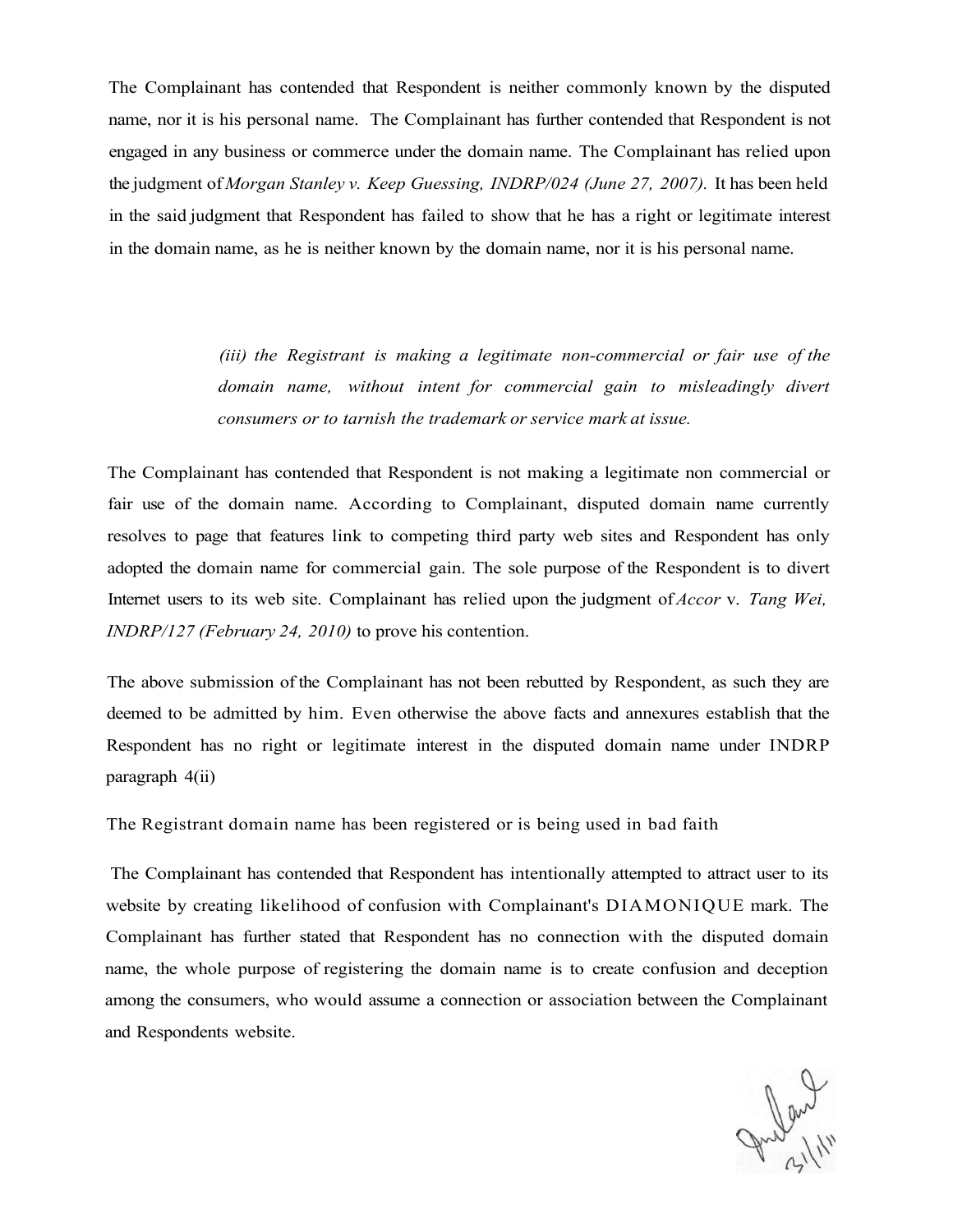The Complainant has contended that Respondent is neither commonly known by the disputed name, nor it is his personal name. The Complainant has further contended that Respondent is not engaged in any business or commerce under the domain name. The Complainant has relied upon the judgment of *Morgan Stanley v. Keep Guessing, INDRP/024 (June 27, 2007).* It has been held in the said judgment that Respondent has failed to show that he has a right or legitimate interest in the domain name, as he is neither known by the domain name, nor it is his personal name.

> *(iii) the Registrant is making a legitimate non-commercial or fair use of the domain name, without intent for commercial gain to misleadingly divert consumers or to tarnish the trademark or service mark at issue.*

The Complainant has contended that Respondent is not making a legitimate non commercial or fair use of the domain name. According to Complainant, disputed domain name currently resolves to page that features link to competing third party web sites and Respondent has only adopted the domain name for commercial gain. The sole purpose of the Respondent is to divert Internet users to its web site. Complainant has relied upon the judgment of *Accor* v. *Tang Wei, INDRP/127 (February 24, 2010)* to prove his contention.

The above submission of the Complainant has not been rebutted by Respondent, as such they are deemed to be admitted by him. Even otherwise the above facts and annexures establish that the Respondent has no right or legitimate interest in the disputed domain name under INDRP paragraph 4(ii)

The Registrant domain name has been registered or is being used in bad faith

The Complainant has contended that Respondent has intentionally attempted to attract user to its website by creating likelihood of confusion with Complainant's DIAMONIQUE mark. The Complainant has further stated that Respondent has no connection with the disputed domain name, the whole purpose of registering the domain name is to create confusion and deception among the consumers, who would assume a connection or association between the Complainant and Respondents website.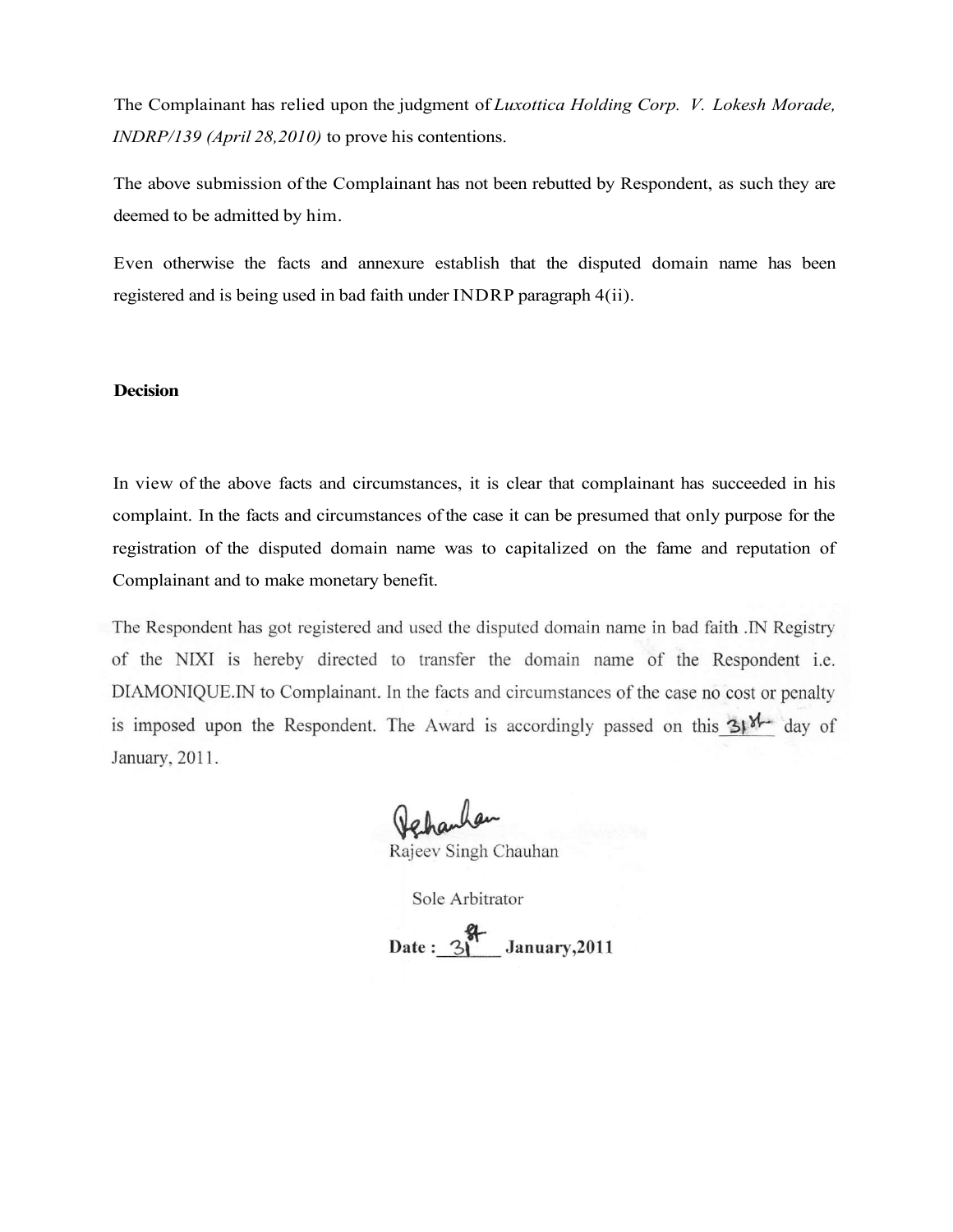The Complainant has relied upon the judgment of *Luxottica Holding Corp. V. Lokesh Morade, INDRP/139 (April 28,2010)* to prove his contentions.

The above submission of the Complainant has not been rebutted by Respondent, as such they are deemed to be admitted by him.

Even otherwise the facts and annexure establish that the disputed domain name has been registered and is being used in bad faith under INDRP paragraph 4(ii).

**Decision**

In view of the above facts and circumstances, it is clear that complainant has succeeded in his complaint. In the facts and circumstances of the case it can be presumed that only purpose for the registration of the disputed domain name was to capitalized on the fame and reputation of Complainant and to make monetary benefit.

The Respondent has got registered and used the disputed domain name in bad faith .IN Registry of the NIXI is hereby directed to transfer the domain name of the Respondent i.e. DIAMONIQUE.IN to Complainant. In the facts and circumstances of the case no cost or penalty is imposed upon the Respondent. The Award is accordingly passed on this 31st day of January, 2011.

Rajeev Singh Chauhan

Sole Arbitrator

**Date : 31st January,2011**